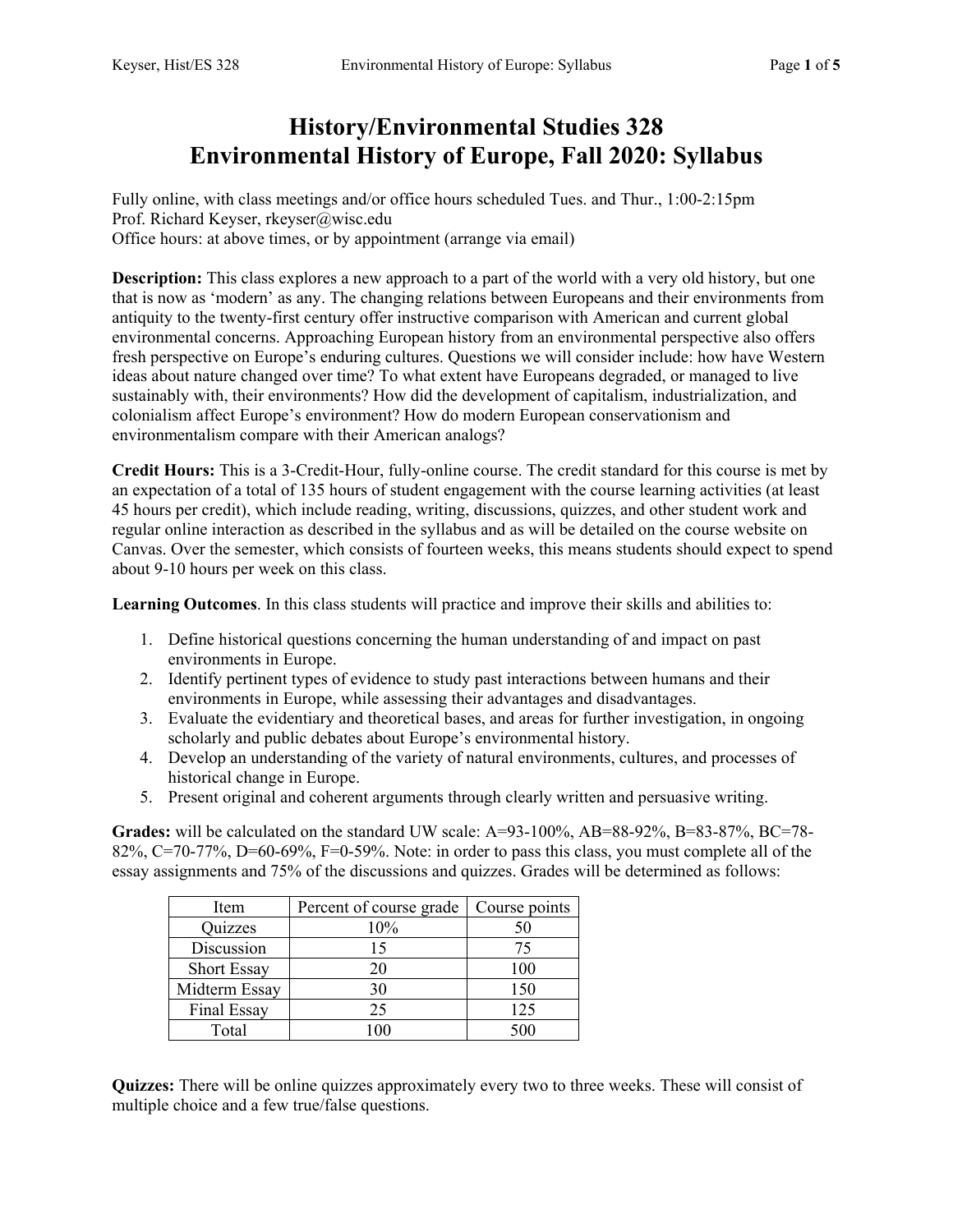# History/Environmental Studies 328
# Environmental History of Europe, Fall 2020: Syllabus

Fully online, with class meetings and/or office hours scheduled Tues. and Thur., 1:00-2:15pm
Prof. Richard Keyser, rkeyser@wisc.edu
Office hours: at above times, or by appointment (arrange via email)

**Description:** This class explores a new approach to a part of the world with a very old history, but one that is now as 'modern' as any. The changing relations between Europeans and their environments from antiquity to the twenty-first century offer instructive comparison with American and current global environmental concerns. Approaching European history from an environmental perspective also offers fresh perspective on Europe's enduring cultures. Questions we will consider include: how have Western ideas about nature changed over time? To what extent have Europeans degraded, or managed to live sustainably with, their environments? How did the development of capitalism, industrialization, and colonialism affect Europe's environment? How do modern European conservationism and environmentalism compare with their American analogs?

**Credit Hours:** This is a 3-Credit-Hour, fully-online course. The credit standard for this course is met by an expectation of a total of 135 hours of student engagement with the course learning activities (at least 45 hours per credit), which include reading, writing, discussions, quizzes, and other student work and regular online interaction as described in the syllabus and as will be detailed on the course website on Canvas. Over the semester, which consists of fourteen weeks, this means students should expect to spend about 9-10 hours per week on this class.

**Learning Outcomes**. In this class students will practice and improve their skills and abilities to:

1. Define historical questions concerning the human understanding of and impact on past environments in Europe.
2. Identify pertinent types of evidence to study past interactions between humans and their environments in Europe, while assessing their advantages and disadvantages.
3. Evaluate the evidentiary and theoretical bases, and areas for further investigation, in ongoing scholarly and public debates about Europe's environmental history.
4. Develop an understanding of the variety of natural environments, cultures, and processes of historical change in Europe.
5. Present original and coherent arguments through clearly written and persuasive writing.

**Grades:** will be calculated on the standard UW scale: A=93-100%, AB=88-92%, B=83-87%, BC=78-82%, C=70-77%, D=60-69%, F=0-59%. Note: in order to pass this class, you must complete all of the essay assignments and 75% of the discussions and quizzes. Grades will be determined as follows:

| Item | Percent of course grade | Course points |
|---|---|---|
| Quizzes | 10% | 50 |
| Discussion | 15 | 75 |
| Short Essay | 20 | 100 |
| Midterm Essay | 30 | 150 |
| Final Essay | 25 | 125 |
| Total | 100 | 500 |

**Quizzes:** There will be online quizzes approximately every two to three weeks. These will consist of multiple choice and a few true/false questions.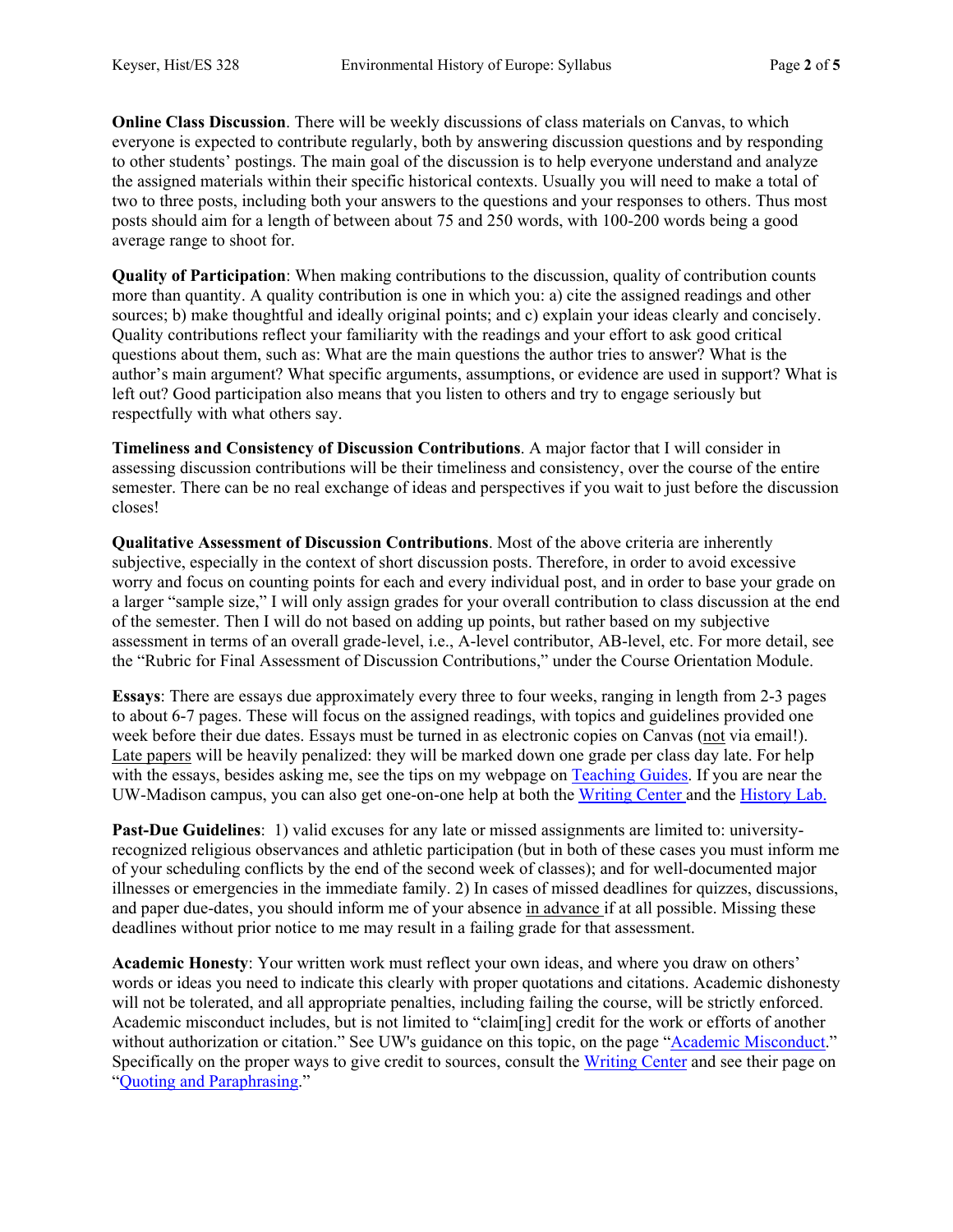**Online Class Discussion**. There will be weekly discussions of class materials on Canvas, to which everyone is expected to contribute regularly, both by answering discussion questions and by responding to other students' postings. The main goal of the discussion is to help everyone understand and analyze the assigned materials within their specific historical contexts. Usually you will need to make a total of two to three posts, including both your answers to the questions and your responses to others. Thus most posts should aim for a length of between about 75 and 250 words, with 100-200 words being a good average range to shoot for.

**Quality of Participation**: When making contributions to the discussion, quality of contribution counts more than quantity. A quality contribution is one in which you: a) cite the assigned readings and other sources; b) make thoughtful and ideally original points; and c) explain your ideas clearly and concisely. Quality contributions reflect your familiarity with the readings and your effort to ask good critical questions about them, such as: What are the main questions the author tries to answer? What is the author's main argument? What specific arguments, assumptions, or evidence are used in support? What is left out? Good participation also means that you listen to others and try to engage seriously but respectfully with what others say.

**Timeliness and Consistency of Discussion Contributions**. A major factor that I will consider in assessing discussion contributions will be their timeliness and consistency, over the course of the entire semester. There can be no real exchange of ideas and perspectives if you wait to just before the discussion closes!

**Qualitative Assessment of Discussion Contributions**. Most of the above criteria are inherently subjective, especially in the context of short discussion posts. Therefore, in order to avoid excessive worry and focus on counting points for each and every individual post, and in order to base your grade on a larger "sample size," I will only assign grades for your overall contribution to class discussion at the end of the semester. Then I will do not based on adding up points, but rather based on my subjective assessment in terms of an overall grade-level, i.e., A-level contributor, AB-level, etc. For more detail, see the "Rubric for Final Assessment of Discussion Contributions," under the Course Orientation Module.

**Essays**: There are essays due approximately every three to four weeks, ranging in length from 2-3 pages to about 6-7 pages. These will focus on the assigned readings, with topics and guidelines provided one week before their due dates. Essays must be turned in as electronic copies on Canvas (not via email!). Late papers will be heavily penalized: they will be marked down one grade per class day late. For help with the essays, besides asking me, see the tips on my webpage on Teaching Guides. If you are near the UW-Madison campus, you can also get one-on-one help at both the Writing Center and the History Lab.

**Past-Due Guidelines**: 1) valid excuses for any late or missed assignments are limited to: university-recognized religious observances and athletic participation (but in both of these cases you must inform me of your scheduling conflicts by the end of the second week of classes); and for well-documented major illnesses or emergencies in the immediate family. 2) In cases of missed deadlines for quizzes, discussions, and paper due-dates, you should inform me of your absence in advance if at all possible. Missing these deadlines without prior notice to me may result in a failing grade for that assessment.

**Academic Honesty**: Your written work must reflect your own ideas, and where you draw on others' words or ideas you need to indicate this clearly with proper quotations and citations. Academic dishonesty will not be tolerated, and all appropriate penalties, including failing the course, will be strictly enforced. Academic misconduct includes, but is not limited to "claim[ing] credit for the work or efforts of another without authorization or citation." See UW's guidance on this topic, on the page "Academic Misconduct." Specifically on the proper ways to give credit to sources, consult the Writing Center and see their page on "Quoting and Paraphrasing."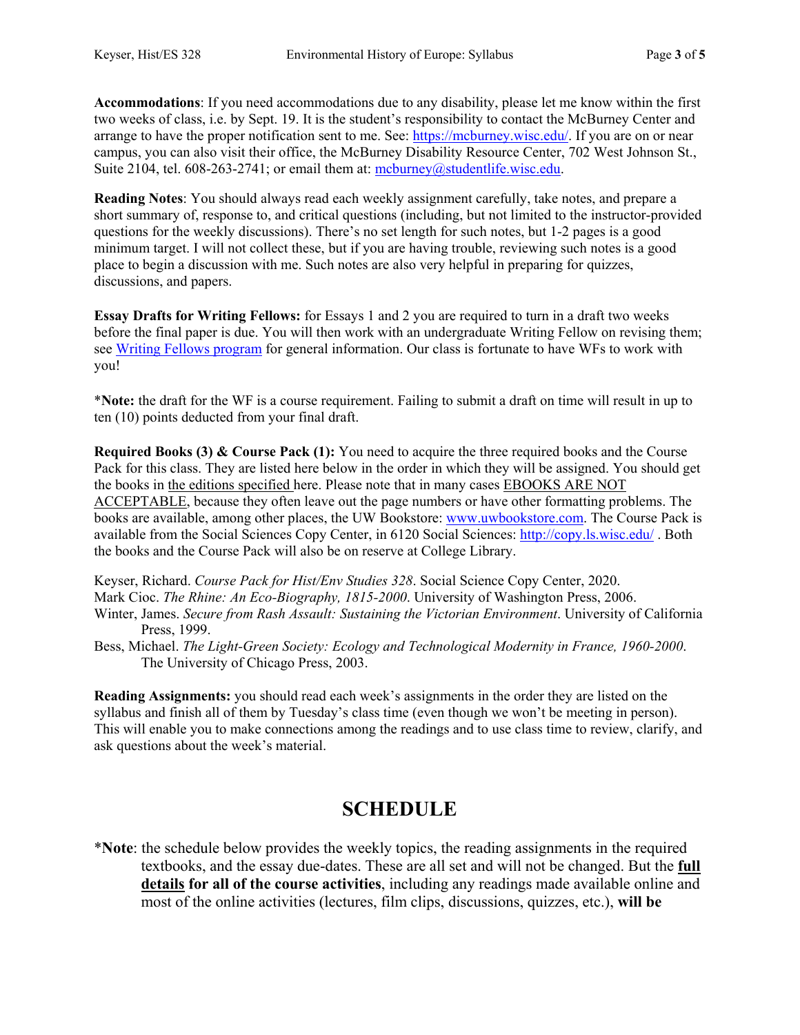**Accommodations**: If you need accommodations due to any disability, please let me know within the first two weeks of class, i.e. by Sept. 19. It is the student's responsibility to contact the McBurney Center and arrange to have the proper notification sent to me. See: https://mcburney.wisc.edu/. If you are on or near campus, you can also visit their office, the McBurney Disability Resource Center, 702 West Johnson St., Suite 2104, tel. 608-263-2741; or email them at: mcburney@studentlife.wisc.edu.

**Reading Notes**: You should always read each weekly assignment carefully, take notes, and prepare a short summary of, response to, and critical questions (including, but not limited to the instructor-provided questions for the weekly discussions). There's no set length for such notes, but 1-2 pages is a good minimum target. I will not collect these, but if you are having trouble, reviewing such notes is a good place to begin a discussion with me. Such notes are also very helpful in preparing for quizzes, discussions, and papers.

**Essay Drafts for Writing Fellows:** for Essays 1 and 2 you are required to turn in a draft two weeks before the final paper is due. You will then work with an undergraduate Writing Fellow on revising them; see Writing Fellows program for general information. Our class is fortunate to have WFs to work with you!

\***Note:** the draft for the WF is a course requirement. Failing to submit a draft on time will result in up to ten (10) points deducted from your final draft.

**Required Books (3) & Course Pack (1):** You need to acquire the three required books and the Course Pack for this class. They are listed here below in the order in which they will be assigned. You should get the books in the editions specified here. Please note that in many cases EBOOKS ARE NOT ACCEPTABLE, because they often leave out the page numbers or have other formatting problems. The books are available, among other places, the UW Bookstore: www.uwbookstore.com. The Course Pack is available from the Social Sciences Copy Center, in 6120 Social Sciences: http://copy.ls.wisc.edu/ . Both the books and the Course Pack will also be on reserve at College Library.

Keyser, Richard. *Course Pack for Hist/Env Studies 328*. Social Science Copy Center, 2020.
Mark Cioc. *The Rhine: An Eco-Biography, 1815-2000*. University of Washington Press, 2006.
Winter, James. *Secure from Rash Assault: Sustaining the Victorian Environment*. University of California Press, 1999.
Bess, Michael. *The Light-Green Society: Ecology and Technological Modernity in France, 1960-2000*. The University of Chicago Press, 2003.

**Reading Assignments:** you should read each week's assignments in the order they are listed on the syllabus and finish all of them by Tuesday's class time (even though we won't be meeting in person). This will enable you to make connections among the readings and to use class time to review, clarify, and ask questions about the week's material.

# SCHEDULE

\***Note**: the schedule below provides the weekly topics, the reading assignments in the required textbooks, and the essay due-dates. These are all set and will not be changed. But the **full details for all of the course activities**, including any readings made available online and most of the online activities (lectures, film clips, discussions, quizzes, etc.), **will be**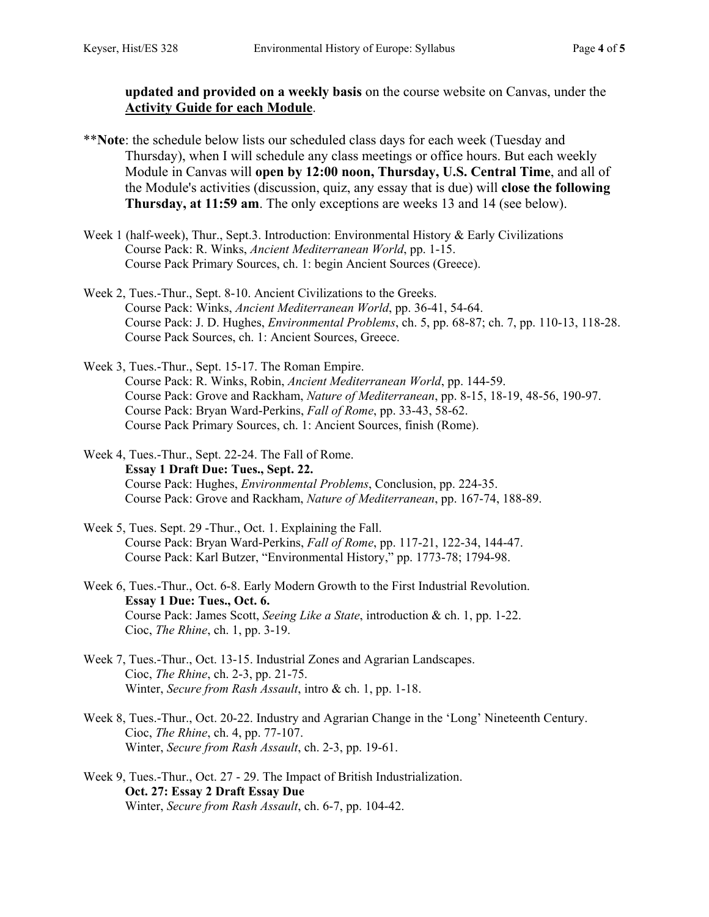**updated and provided on a weekly basis** on the course website on Canvas, under the **Activity Guide for each Module**.

****Note**: the schedule below lists our scheduled class days for each week (Tuesday and Thursday), when I will schedule any class meetings or office hours. But each weekly Module in Canvas will **open by 12:00 noon, Thursday, U.S. Central Time**, and all of the Module's activities (discussion, quiz, any essay that is due) will **close the following Thursday, at 11:59 am**. The only exceptions are weeks 13 and 14 (see below).

Week 1 (half-week), Thur., Sept.3. Introduction: Environmental History & Early Civilizations
- Course Pack: R. Winks, *Ancient Mediterranean World*, pp. 1-15.
- Course Pack Primary Sources, ch. 1: begin Ancient Sources (Greece).

Week 2, Tues.-Thur., Sept. 8-10. Ancient Civilizations to the Greeks.
- Course Pack: Winks, *Ancient Mediterranean World*, pp. 36-41, 54-64.
- Course Pack: J. D. Hughes, *Environmental Problems*, ch. 5, pp. 68-87; ch. 7, pp. 110-13, 118-28.
- Course Pack Sources, ch. 1: Ancient Sources, Greece.

Week 3, Tues.-Thur., Sept. 15-17. The Roman Empire.
- Course Pack: R. Winks, Robin, *Ancient Mediterranean World*, pp. 144-59.
- Course Pack: Grove and Rackham, *Nature of Mediterranean*, pp. 8-15, 18-19, 48-56, 190-97.
- Course Pack: Bryan Ward-Perkins, *Fall of Rome*, pp. 33-43, 58-62.
- Course Pack Primary Sources, ch. 1: Ancient Sources, finish (Rome).

Week 4, Tues.-Thur., Sept. 22-24. The Fall of Rome.
- **Essay 1 Draft Due: Tues., Sept. 22.**
- Course Pack: Hughes, *Environmental Problems*, Conclusion, pp. 224-35.
- Course Pack: Grove and Rackham, *Nature of Mediterranean*, pp. 167-74, 188-89.

Week 5, Tues. Sept. 29 -Thur., Oct. 1. Explaining the Fall.
- Course Pack: Bryan Ward-Perkins, *Fall of Rome*, pp. 117-21, 122-34, 144-47.
- Course Pack: Karl Butzer, "Environmental History," pp. 1773-78; 1794-98.

Week 6, Tues.-Thur., Oct. 6-8. Early Modern Growth to the First Industrial Revolution.
- **Essay 1 Due: Tues., Oct. 6.**
- Course Pack: James Scott, *Seeing Like a State*, introduction & ch. 1, pp. 1-22.
- Cioc, *The Rhine*, ch. 1, pp. 3-19.

Week 7, Tues.-Thur., Oct. 13-15. Industrial Zones and Agrarian Landscapes.
- Cioc, *The Rhine*, ch. 2-3, pp. 21-75.
- Winter, *Secure from Rash Assault*, intro & ch. 1, pp. 1-18.

Week 8, Tues.-Thur., Oct. 20-22. Industry and Agrarian Change in the 'Long' Nineteenth Century.
- Cioc, *The Rhine*, ch. 4, pp. 77-107.
- Winter, *Secure from Rash Assault*, ch. 2-3, pp. 19-61.

Week 9, Tues.-Thur., Oct. 27 - 29. The Impact of British Industrialization.
- **Oct. 27: Essay 2 Draft Essay Due**
- Winter, *Secure from Rash Assault*, ch. 6-7, pp. 104-42.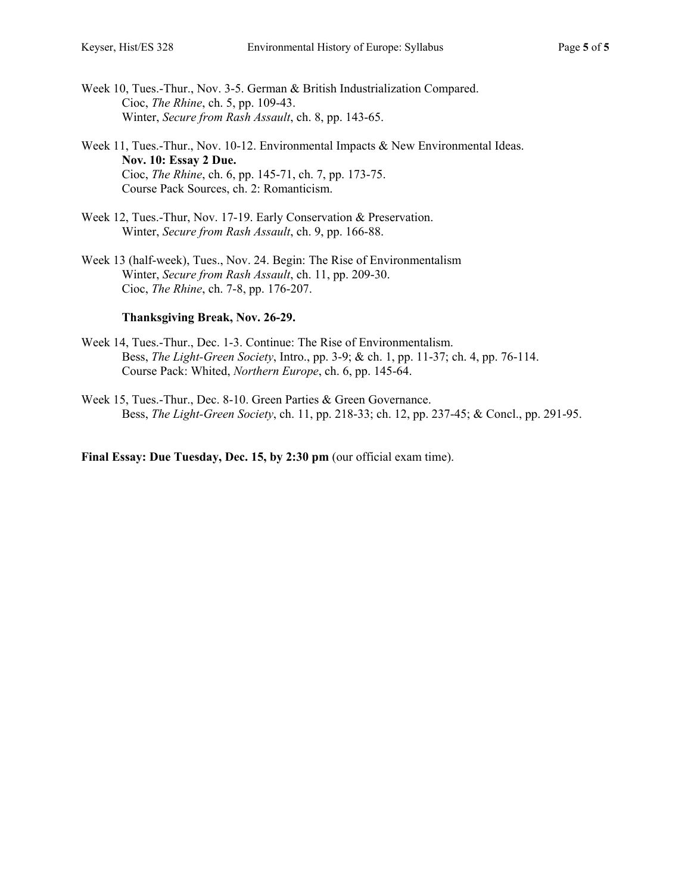Week 10, Tues.-Thur., Nov. 3-5. German & British Industrialization Compared.
Cioc, *The Rhine*, ch. 5, pp. 109-43.
Winter, *Secure from Rash Assault*, ch. 8, pp. 143-65.

Week 11, Tues.-Thur., Nov. 10-12. Environmental Impacts & New Environmental Ideas.
**Nov. 10: Essay 2 Due.**
Cioc, *The Rhine*, ch. 6, pp. 145-71, ch. 7, pp. 173-75.
Course Pack Sources, ch. 2: Romanticism.

Week 12, Tues.-Thur, Nov. 17-19. Early Conservation & Preservation.
Winter, *Secure from Rash Assault*, ch. 9, pp. 166-88.

Week 13 (half-week), Tues., Nov. 24. Begin: The Rise of Environmentalism
Winter, *Secure from Rash Assault*, ch. 11, pp. 209-30.
Cioc, *The Rhine*, ch. 7-8, pp. 176-207.

**Thanksgiving Break, Nov. 26-29.**

Week 14, Tues.-Thur., Dec. 1-3. Continue: The Rise of Environmentalism.
Bess, *The Light-Green Society*, Intro., pp. 3-9; & ch. 1, pp. 11-37; ch. 4, pp. 76-114.
Course Pack: Whited, *Northern Europe*, ch. 6, pp. 145-64.

Week 15, Tues.-Thur., Dec. 8-10. Green Parties & Green Governance.
Bess, *The Light-Green Society*, ch. 11, pp. 218-33; ch. 12, pp. 237-45; & Concl., pp. 291-95.

**Final Essay: Due Tuesday, Dec. 15, by 2:30 pm** (our official exam time).